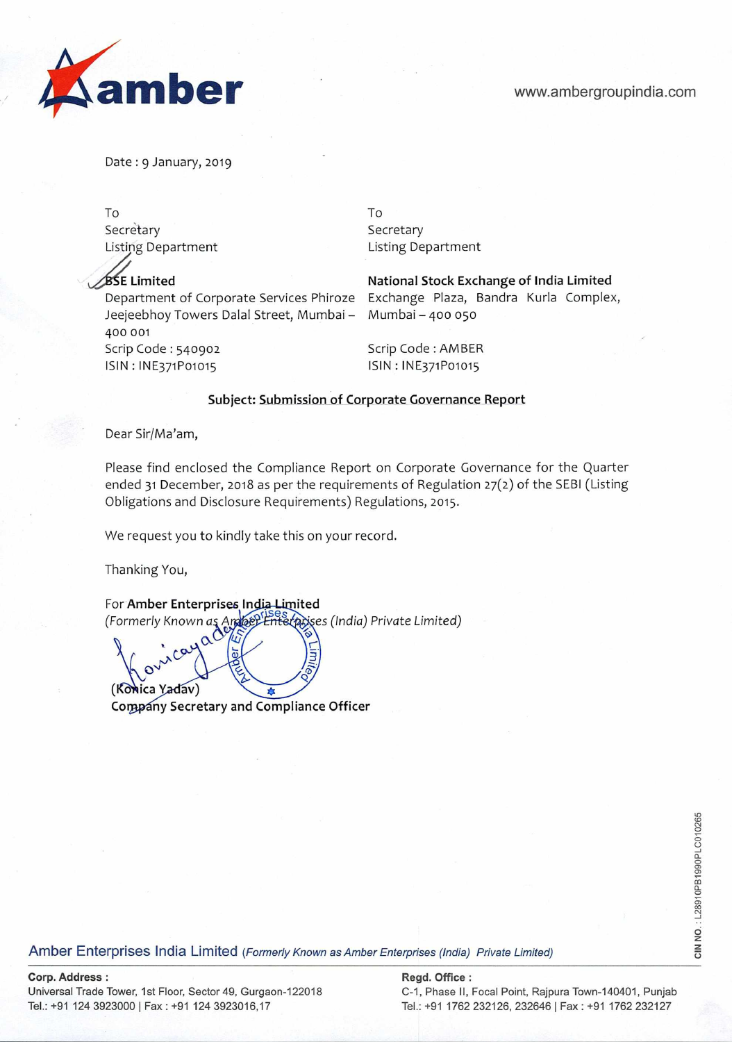amber

www.ambergroupindia.com

Date : 9 January, 2019

| | |
|---|---|
| To<br>Secretary<br>Listing Department | To<br>Secretary<br>Listing Department |
| **BSE Limited**<br>Department of Corporate Services Phiroze Jeejeebhoy Towers Dalal Street, Mumbai – 400 001<br>Scrip Code : 540902<br>ISIN : INE371P01015 | **National Stock Exchange of India Limited**<br>Exchange Plaza, Bandra Kurla Complex, Mumbai – 400 050<br>Scrip Code : AMBER<br>ISIN : INE371P01015 |

**Subject: Submission of Corporate Governance Report**

Dear Sir/Ma'am,

Please find enclosed the Compliance Report on Corporate Governance for the Quarter ended 31 December, 2018 as per the requirements of Regulation 27(2) of the SEBI (Listing Obligations and Disclosure Requirements) Regulations, 2015.

We request you to kindly take this on your record.

Thanking You,

For **Amber Enterprises India Limited**
*(Formerly Known as Amber Enterprises (India) Private Limited)*

(Konica Yadav)
**Company Secretary and Compliance Officer**

Amber Enterprises India Limited *(Formerly Known as Amber Enterprises (India) Private Limited)*

CIN NO. : L28910PB1990PLC010265

**Corp. Address :**
Universal Trade Tower, 1st Floor, Sector 49, Gurgaon-122018
Tel.: +91 124 3923000 | Fax : +91 124 3923016,17

**Regd. Office :**
C-1, Phase II, Focal Point, Rajpura Town-140401, Punjab
Tel.: +91 1762 232126, 232646 | Fax : +91 1762 232127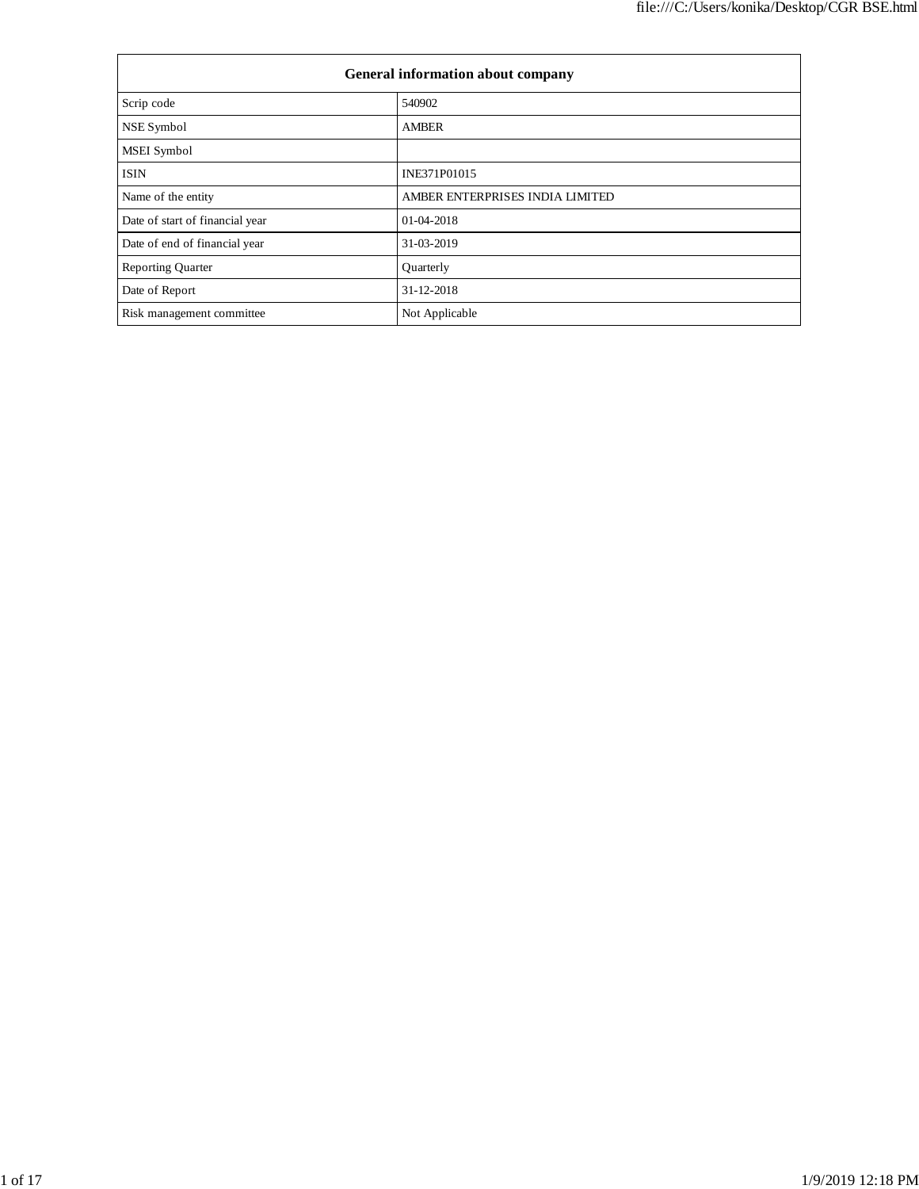| General information about company | |
|---|---|
| Scrip code | 540902 |
| NSE Symbol | AMBER |
| MSEI Symbol | |
| ISIN | INE371P01015 |
| Name of the entity | AMBER ENTERPRISES INDIA LIMITED |
| Date of start of financial year | 01-04-2018 |
| Date of end of financial year | 31-03-2019 |
| Reporting Quarter | Quarterly |
| Date of Report | 31-12-2018 |
| Risk management committee | Not Applicable |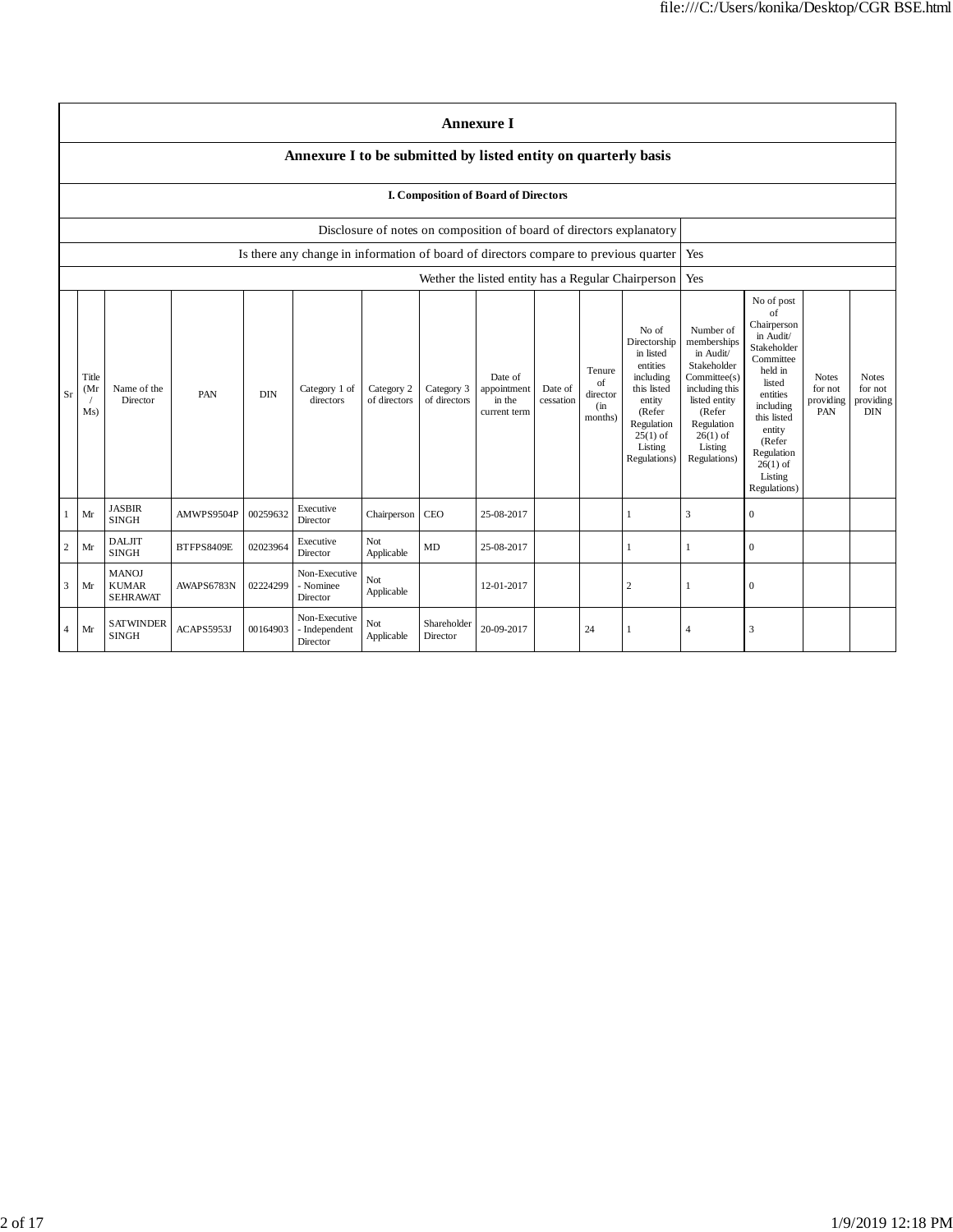# Annexure I

## Annexure I to be submitted by listed entity on quarterly basis

### I. Composition of Board of Directors

| | |
|---|---|
| Disclosure of notes on composition of board of directors explanatory | |
| Is there any change in information of board of directors compare to previous quarter | Yes |
| Wether the listed entity has a Regular Chairperson | Yes |

| Sr | Title (Mr / Ms) | Name of the Director | PAN | DIN | Category 1 of directors | Category 2 of directors | Category 3 of directors | Date of appointment in the current term | Date of cessation | Tenure of director (in months) | No of Directorship in listed entities including this listed entity (Refer Regulation 25(1) of Listing Regulations) | Number of memberships in Audit/ Stakeholder Committee(s) including this listed entity (Refer Regulation 26(1) of Listing Regulations) | No of post of Chairperson in Audit/ Stakeholder Committee held in listed entities including this listed entity (Refer Regulation 26(1) of Listing Regulations) | Notes for not providing PAN | Notes for not providing DIN |
|---|---|---|---|---|---|---|---|---|---|---|---|---|---|---|---|
| 1 | Mr | JASBIR SINGH | AMWPS9504P | 00259632 | Executive Director | Chairperson | CEO | 25-08-2017 | | | 1 | 3 | 0 | | |
| 2 | Mr | DALJIT SINGH | BTFPS8409E | 02023964 | Executive Director | Not Applicable | MD | 25-08-2017 | | | 1 | 1 | 0 | | |
| 3 | Mr | MANOJ KUMAR SEHRAWAT | AWAPS6783N | 02224299 | Non-Executive - Nominee Director | Not Applicable | | 12-01-2017 | | | 2 | 1 | 0 | | |
| 4 | Mr | SATWINDER SINGH | ACAPS5953J | 00164903 | Non-Executive - Independent Director | Not Applicable | Shareholder Director | 20-09-2017 | | 24 | 1 | 4 | 3 | | |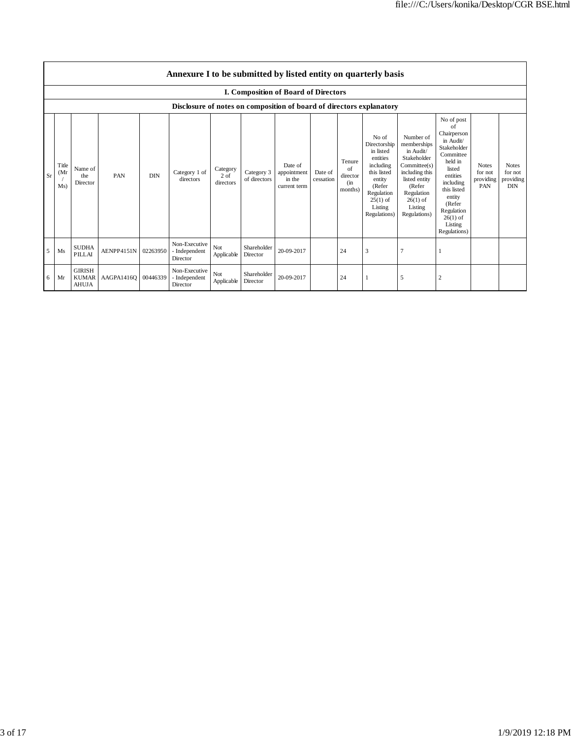| Annexure I to be submitted by listed entity on quarterly basis | | | | | | | | | | | | | | | | |
|---|---|---|---|---|---|---|---|---|---|---|---|---|---|---|---|---|
| I. Composition of Board of Directors | | | | | | | | | | | | | | | | |
| Disclosure of notes on composition of board of directors explanatory | | | | | | | | | | | | | | | | |
| Sr | Title (Mr / Ms) | Name of the Director | PAN | DIN | Category 1 of directors | Category 2 of directors | Category 3 of directors | Date of appointment in the current term | Date of cessation | Tenure of director (in months) | No of Directorship in listed entities including this listed entity (Refer Regulation 25(1) of Listing Regulations) | Number of memberships in Audit/ Stakeholder Committee(s) including this listed entity (Refer Regulation 26(1) of Listing Regulations) | No of post of Chairperson in Audit/ Stakeholder Committee held in listed entities including this listed entity (Refer Regulation 26(1) of Listing Regulations) | Notes for not providing PAN | Notes for not providing DIN |
| 5 | Ms | SUDHA PILLAI | AENPP4151N | 02263950 | Non-Executive - Independent Director | Not Applicable | Shareholder Director | 20-09-2017 | | 24 | 3 | 7 | 1 | | |
| 6 | Mr | GIRISH KUMAR AHUJA | AAGPA1416Q | 00446339 | Non-Executive - Independent Director | Not Applicable | Shareholder Director | 20-09-2017 | | 24 | 1 | 5 | 2 | | |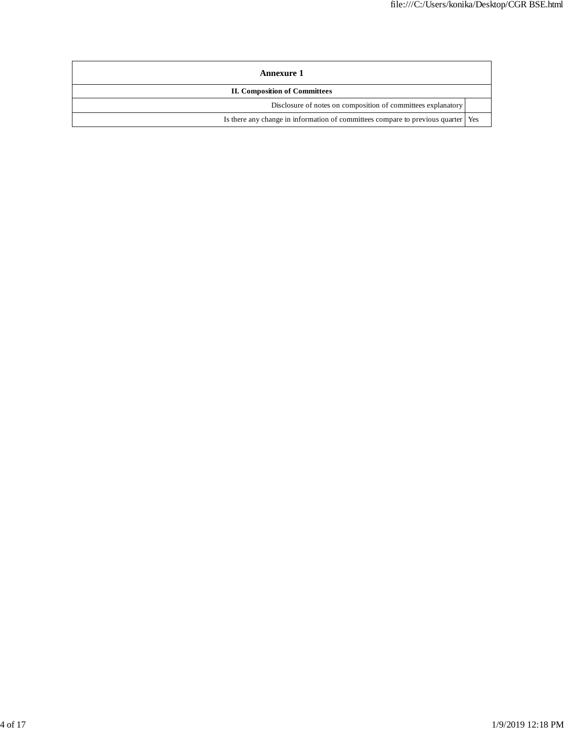| Annexure 1 | |
|---|---|
| **II. Composition of Committees** | |
| Disclosure of notes on composition of committees explanatory | |
| Is there any change in information of committees compare to previous quarter | Yes |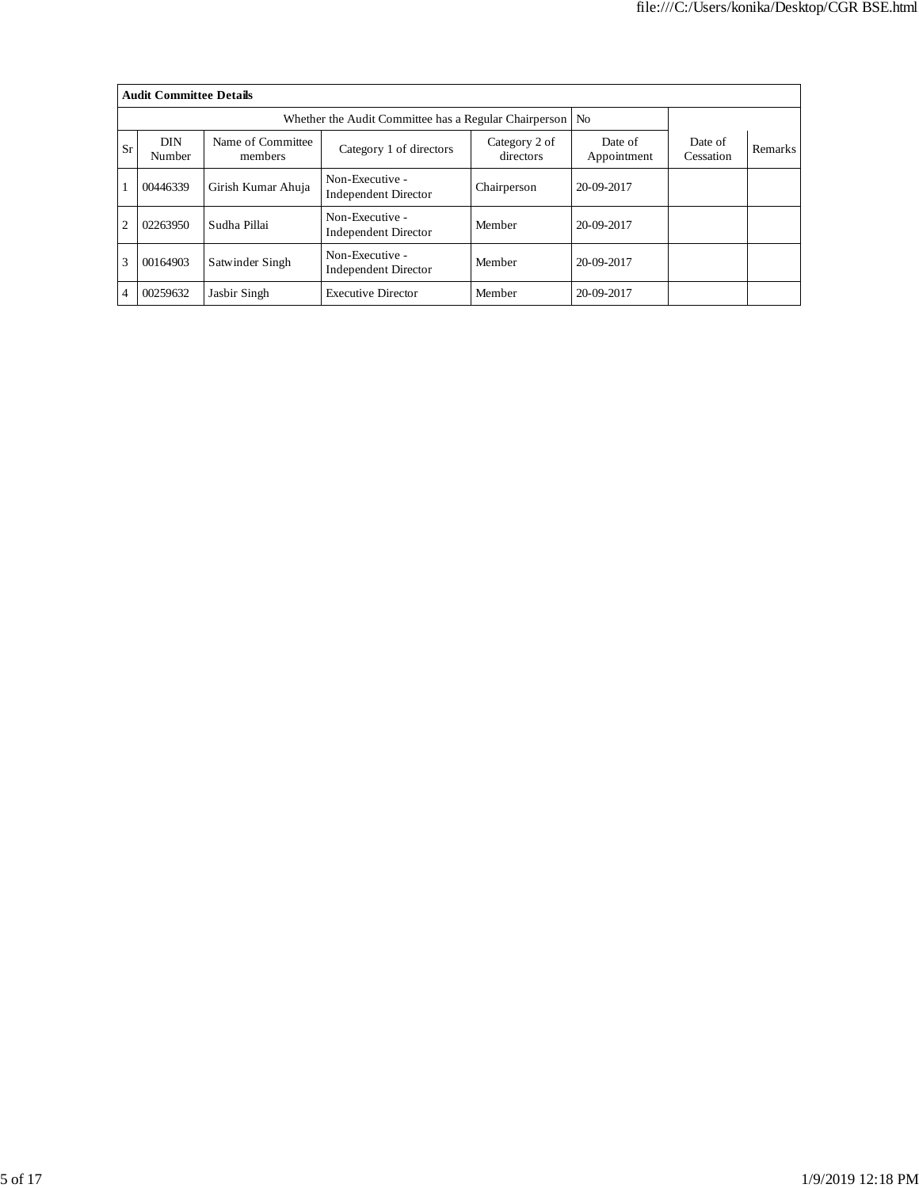| Audit Committee Details | | | | | | | |
|---|---|---|---|---|---|---|---|
| Whether the Audit Committee has a Regular Chairperson | | | | | No | | |
| Sr | DIN Number | Name of Committee members | Category 1 of directors | Category 2 of directors | Date of Appointment | Date of Cessation | Remarks |
| 1 | 00446339 | Girish Kumar Ahuja | Non-Executive - Independent Director | Chairperson | 20-09-2017 | | |
| 2 | 02263950 | Sudha Pillai | Non-Executive - Independent Director | Member | 20-09-2017 | | |
| 3 | 00164903 | Satwinder Singh | Non-Executive - Independent Director | Member | 20-09-2017 | | |
| 4 | 00259632 | Jasbir Singh | Executive Director | Member | 20-09-2017 | | |